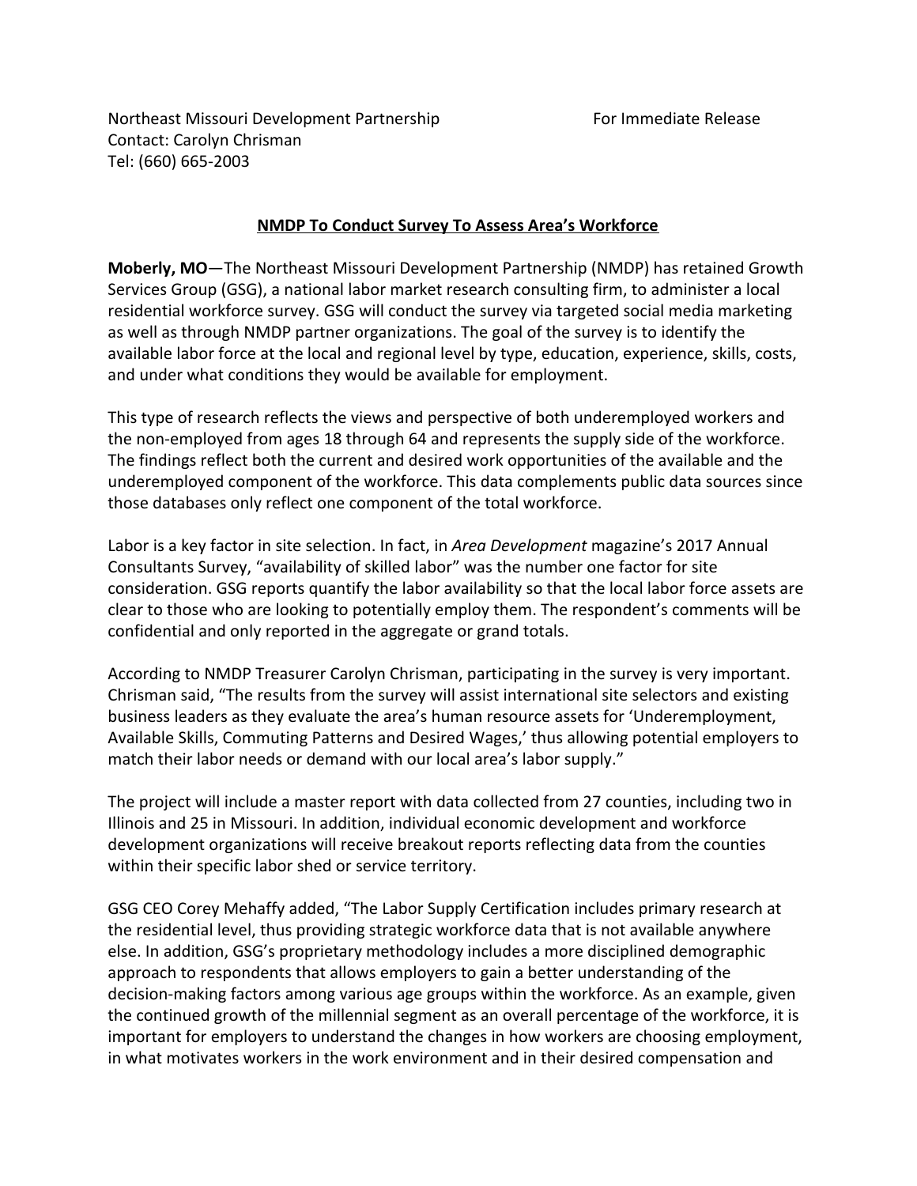Northeast Missouri Development Partnership  
Contact: Carolyn Chrisman  
Tel: (660) 665-2003

For Immediate Release

**NMDP To Conduct Survey To Assess Area's Workforce**

**Moberly, MO**—The Northeast Missouri Development Partnership (NMDP) has retained Growth Services Group (GSG), a national labor market research consulting firm, to administer a local residential workforce survey. GSG will conduct the survey via targeted social media marketing as well as through NMDP partner organizations. The goal of the survey is to identify the available labor force at the local and regional level by type, education, experience, skills, costs, and under what conditions they would be available for employment.

This type of research reflects the views and perspective of both underemployed workers and the non-employed from ages 18 through 64 and represents the supply side of the workforce. The findings reflect both the current and desired work opportunities of the available and the underemployed component of the workforce. This data complements public data sources since those databases only reflect one component of the total workforce.

Labor is a key factor in site selection. In fact, in *Area Development* magazine's 2017 Annual Consultants Survey, "availability of skilled labor" was the number one factor for site consideration. GSG reports quantify the labor availability so that the local labor force assets are clear to those who are looking to potentially employ them. The respondent's comments will be confidential and only reported in the aggregate or grand totals.

According to NMDP Treasurer Carolyn Chrisman, participating in the survey is very important. Chrisman said, "The results from the survey will assist international site selectors and existing business leaders as they evaluate the area's human resource assets for 'Underemployment, Available Skills, Commuting Patterns and Desired Wages,' thus allowing potential employers to match their labor needs or demand with our local area's labor supply."

The project will include a master report with data collected from 27 counties, including two in Illinois and 25 in Missouri. In addition, individual economic development and workforce development organizations will receive breakout reports reflecting data from the counties within their specific labor shed or service territory.

GSG CEO Corey Mehaffy added, "The Labor Supply Certification includes primary research at the residential level, thus providing strategic workforce data that is not available anywhere else. In addition, GSG's proprietary methodology includes a more disciplined demographic approach to respondents that allows employers to gain a better understanding of the decision-making factors among various age groups within the workforce. As an example, given the continued growth of the millennial segment as an overall percentage of the workforce, it is important for employers to understand the changes in how workers are choosing employment, in what motivates workers in the work environment and in their desired compensation and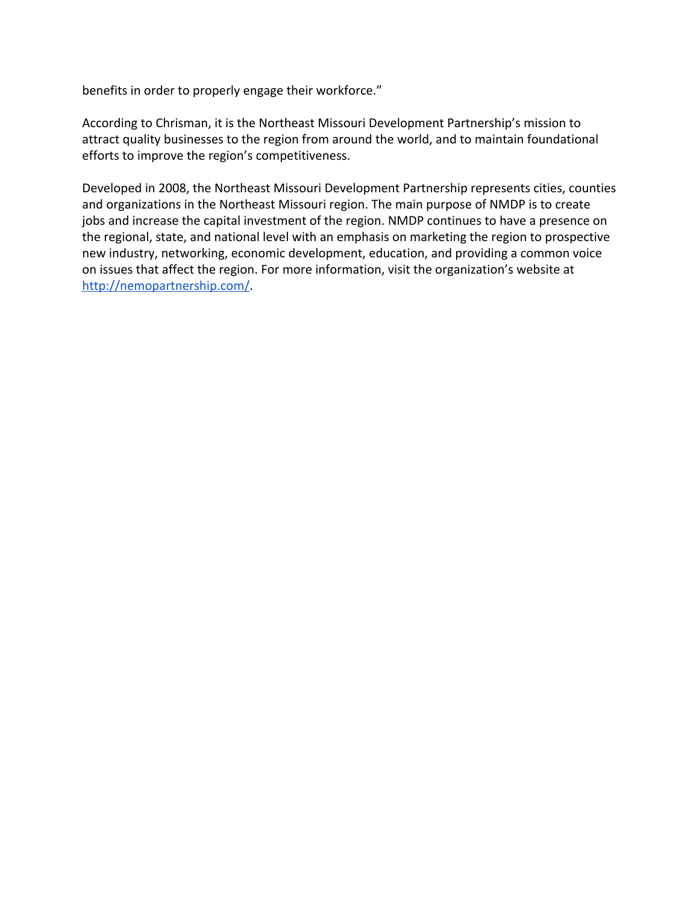benefits in order to properly engage their workforce."

According to Chrisman, it is the Northeast Missouri Development Partnership's mission to attract quality businesses to the region from around the world, and to maintain foundational efforts to improve the region's competitiveness.

Developed in 2008, the Northeast Missouri Development Partnership represents cities, counties and organizations in the Northeast Missouri region. The main purpose of NMDP is to create jobs and increase the capital investment of the region. NMDP continues to have a presence on the regional, state, and national level with an emphasis on marketing the region to prospective new industry, networking, economic development, education, and providing a common voice on issues that affect the region. For more information, visit the organization's website at [http://nemopartnership.com/](http://nemopartnership.com/).